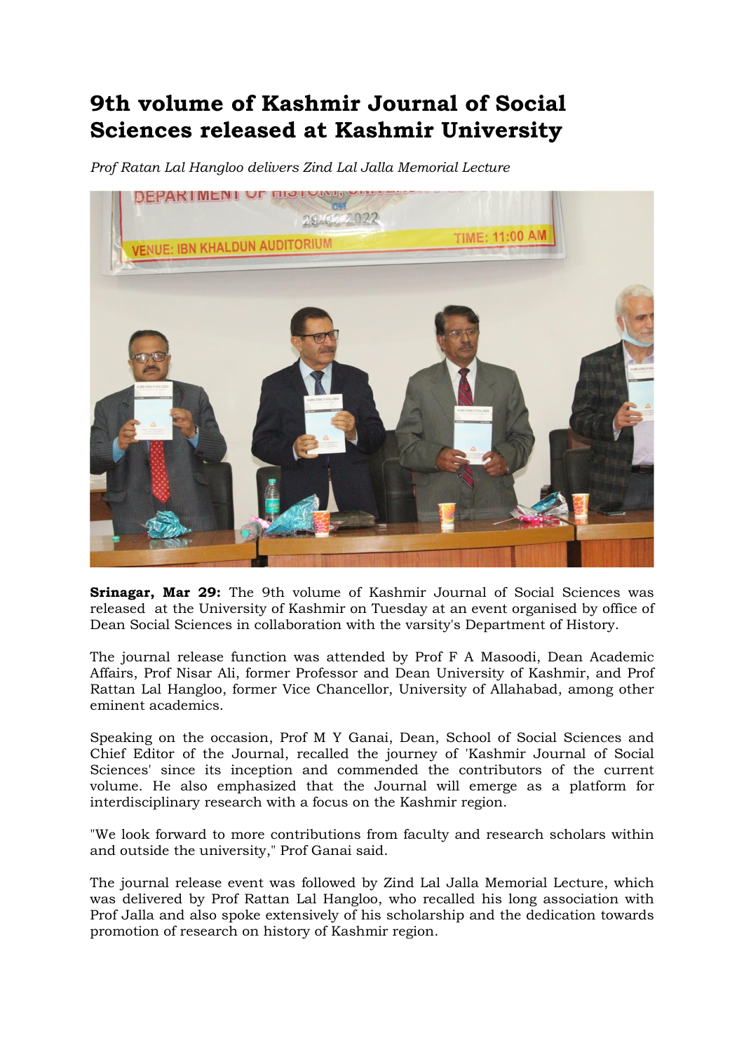# 9th volume of Kashmir Journal of Social Sciences released at Kashmir University

*Prof Ratan Lal Hangloo delivers Zind Lal Jalla Memorial Lecture*

**Srinagar, Mar 29:** The 9th volume of Kashmir Journal of Social Sciences was released at the University of Kashmir on Tuesday at an event organised by office of Dean Social Sciences in collaboration with the varsity's Department of History.

The journal release function was attended by Prof F A Masoodi, Dean Academic Affairs, Prof Nisar Ali, former Professor and Dean University of Kashmir, and Prof Rattan Lal Hangloo, former Vice Chancellor, University of Allahabad, among other eminent academics.

Speaking on the occasion, Prof M Y Ganai, Dean, School of Social Sciences and Chief Editor of the Journal, recalled the journey of 'Kashmir Journal of Social Sciences' since its inception and commended the contributors of the current volume. He also emphasized that the Journal will emerge as a platform for interdisciplinary research with a focus on the Kashmir region.

"We look forward to more contributions from faculty and research scholars within and outside the university," Prof Ganai said.

The journal release event was followed by Zind Lal Jalla Memorial Lecture, which was delivered by Prof Rattan Lal Hangloo, who recalled his long association with Prof Jalla and also spoke extensively of his scholarship and the dedication towards promotion of research on history of Kashmir region.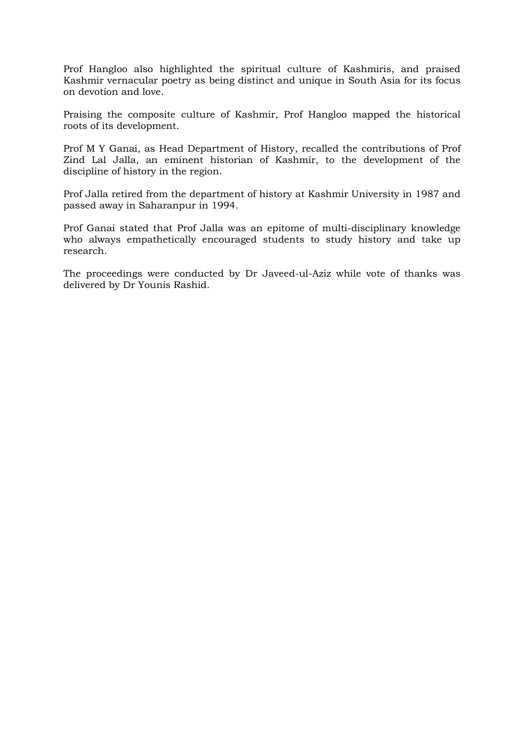Prof Hangloo also highlighted the spiritual culture of Kashmiris, and praised Kashmir vernacular poetry as being distinct and unique in South Asia for its focus on devotion and love.

Praising the composite culture of Kashmir, Prof Hangloo mapped the historical roots of its development.

Prof M Y Ganai, as Head Department of History, recalled the contributions of Prof Zind Lal Jalla, an eminent historian of Kashmir, to the development of the discipline of history in the region.

Prof Jalla retired from the department of history at Kashmir University in 1987 and passed away in Saharanpur in 1994.

Prof Ganai stated that Prof Jalla was an epitome of multi-disciplinary knowledge who always empathetically encouraged students to study history and take up research.

The proceedings were conducted by Dr Javeed-ul-Aziz while vote of thanks was delivered by Dr Younis Rashid.